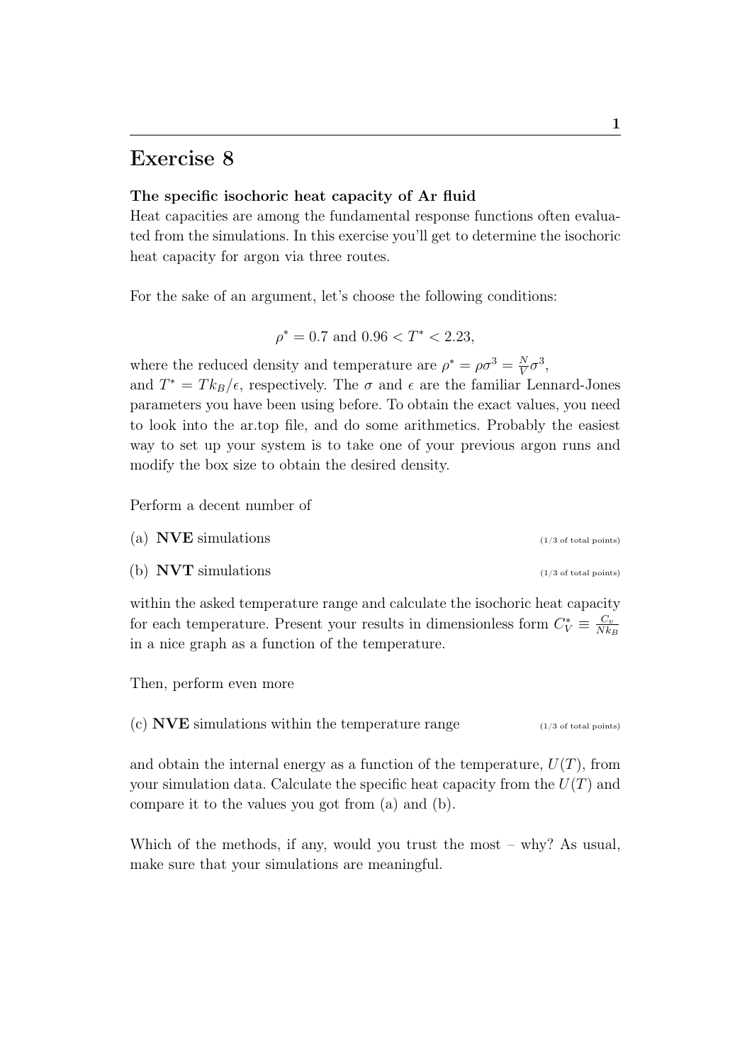# Exercise 8

**The specific isochoric heat capacity of Ar fluid**

Heat capacities are among the fundamental response functions often evaluated from the simulations. In this exercise you'll get to determine the isochoric heat capacity for argon via three routes.

For the sake of an argument, let's choose the following conditions:

$$\rho^* = 0.7 \text{ and } 0.96 < T^* < 2.23,$$

where the reduced density and temperature are $\rho^* = \rho\sigma^3 = \frac{N}{V}\sigma^3$,
and $T^* = Tk_B/\epsilon$, respectively. The $\sigma$ and $\epsilon$ are the familiar Lennard-Jones parameters you have been using before. To obtain the exact values, you need to look into the ar.top file, and do some arithmetics. Probably the easiest way to set up your system is to take one of your previous argon runs and modify the box size to obtain the desired density.

Perform a decent number of

(a) **NVE** simulations (1/3 of total points)

(b) **NVT** simulations (1/3 of total points)

within the asked temperature range and calculate the isochoric heat capacity for each temperature. Present your results in dimensionless form $C_V^* \equiv \frac{C_v}{Nk_B}$ in a nice graph as a function of the temperature.

Then, perform even more

(c) **NVE** simulations within the temperature range (1/3 of total points)

and obtain the internal energy as a function of the temperature, $U(T)$, from your simulation data. Calculate the specific heat capacity from the $U(T)$ and compare it to the values you got from (a) and (b).

Which of the methods, if any, would you trust the most – why? As usual, make sure that your simulations are meaningful.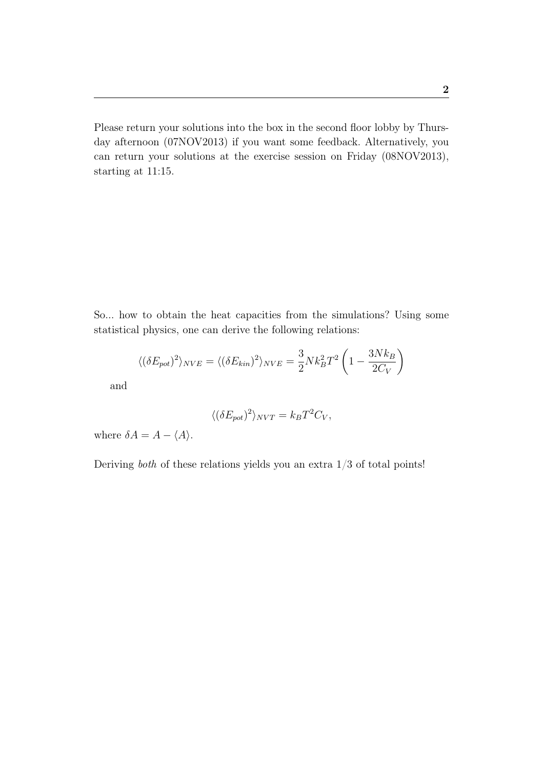Please return your solutions into the box in the second floor lobby by Thursday afternoon (07NOV2013) if you want some feedback. Alternatively, you can return your solutions at the exercise session on Friday (08NOV2013), starting at 11:15.

So... how to obtain the heat capacities from the simulations? Using some statistical physics, one can derive the following relations:

$$\langle (\delta E_{pot})^2 \rangle_{NVE} = \langle (\delta E_{kin})^2 \rangle_{NVE} = \frac{3}{2} N k_B^2 T^2 \left( 1 - \frac{3Nk_B}{2C_V} \right)$$

and

$$\langle (\delta E_{pot})^2 \rangle_{NVT} = k_B T^2 C_V,$$

where $\delta A = A - \langle A \rangle$.

Deriving *both* of these relations yields you an extra 1/3 of total points!